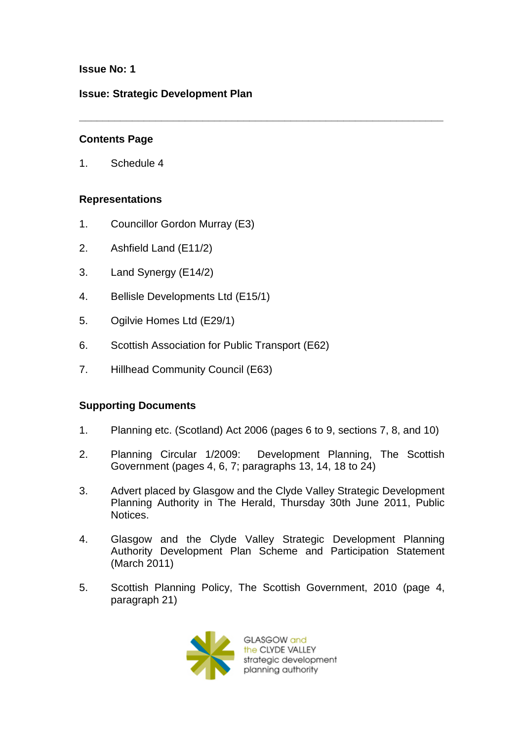**Issue No: 1**

**Issue: Strategic Development Plan**

---

**Contents Page**

1. Schedule 4

**Representations**

1. Councillor Gordon Murray (E3)
2. Ashfield Land (E11/2)
3. Land Synergy (E14/2)
4. Bellisle Developments Ltd (E15/1)
5. Ogilvie Homes Ltd (E29/1)
6. Scottish Association for Public Transport (E62)
7. Hillhead Community Council (E63)

**Supporting Documents**

1. Planning etc. (Scotland) Act 2006 (pages 6 to 9, sections 7, 8, and 10)
2. Planning Circular 1/2009: Development Planning, The Scottish Government (pages 4, 6, 7; paragraphs 13, 14, 18 to 24)
3. Advert placed by Glasgow and the Clyde Valley Strategic Development Planning Authority in The Herald, Thursday 30th June 2011, Public Notices.
4. Glasgow and the Clyde Valley Strategic Development Planning Authority Development Plan Scheme and Participation Statement (March 2011)
5. Scottish Planning Policy, The Scottish Government, 2010 (page 4, paragraph 21)

GLASGOW and the CLYDE VALLEY strategic development planning authority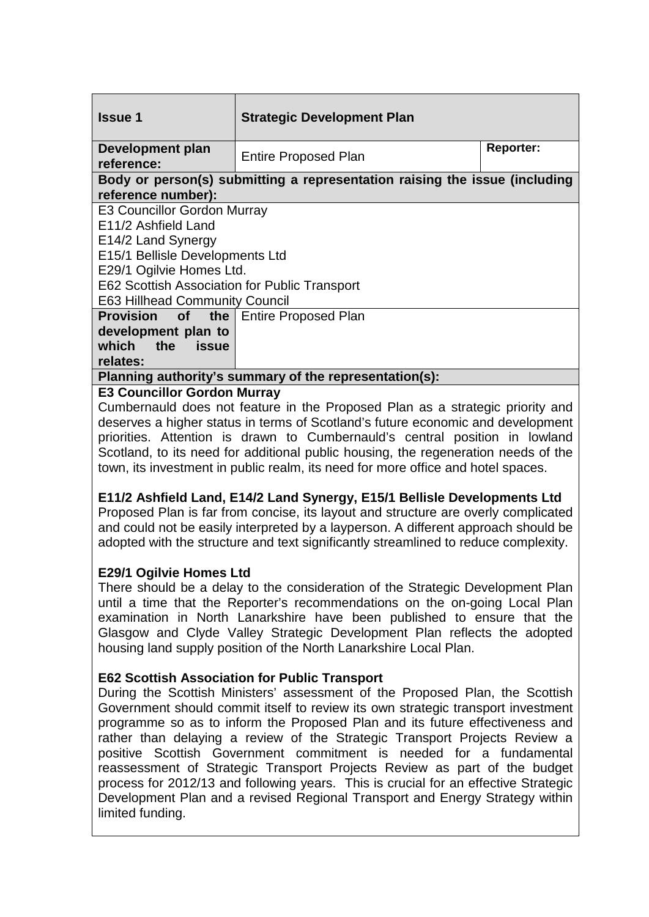| **Issue 1** | **Strategic Development Plan** | |
| --- | --- | --- |
| **Development plan reference:** | Entire Proposed Plan | **Reporter:** |

**Body or person(s) submitting a representation raising the issue (including reference number):**

E3 Councillor Gordon Murray
E11/2 Ashfield Land
E14/2 Land Synergy
E15/1 Bellisle Developments Ltd
E29/1 Ogilvie Homes Ltd.
E62 Scottish Association for Public Transport
E63 Hillhead Community Council

| **Provision of the development plan to which the issue relates:** | Entire Proposed Plan |
| --- | --- |

**Planning authority's summary of the representation(s):**

**E3 Councillor Gordon Murray**

Cumbernauld does not feature in the Proposed Plan as a strategic priority and deserves a higher status in terms of Scotland's future economic and development priorities. Attention is drawn to Cumbernauld's central position in lowland Scotland, to its need for additional public housing, the regeneration needs of the town, its investment in public realm, its need for more office and hotel spaces.

**E11/2 Ashfield Land, E14/2 Land Synergy, E15/1 Bellisle Developments Ltd**

Proposed Plan is far from concise, its layout and structure are overly complicated and could not be easily interpreted by a layperson. A different approach should be adopted with the structure and text significantly streamlined to reduce complexity.

**E29/1 Ogilvie Homes Ltd**

There should be a delay to the consideration of the Strategic Development Plan until a time that the Reporter's recommendations on the on-going Local Plan examination in North Lanarkshire have been published to ensure that the Glasgow and Clyde Valley Strategic Development Plan reflects the adopted housing land supply position of the North Lanarkshire Local Plan.

**E62 Scottish Association for Public Transport**

During the Scottish Ministers' assessment of the Proposed Plan, the Scottish Government should commit itself to review its own strategic transport investment programme so as to inform the Proposed Plan and its future effectiveness and rather than delaying a review of the Strategic Transport Projects Review a positive Scottish Government commitment is needed for a fundamental reassessment of Strategic Transport Projects Review as part of the budget process for 2012/13 and following years. This is crucial for an effective Strategic Development Plan and a revised Regional Transport and Energy Strategy within limited funding.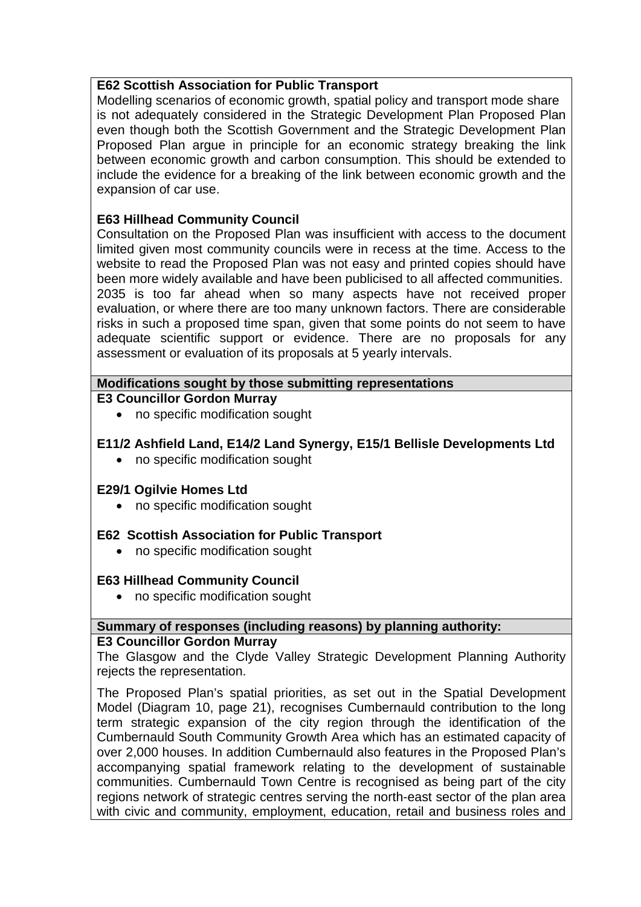**E62 Scottish Association for Public Transport**

Modelling scenarios of economic growth, spatial policy and transport mode share is not adequately considered in the Strategic Development Plan Proposed Plan even though both the Scottish Government and the Strategic Development Plan Proposed Plan argue in principle for an economic strategy breaking the link between economic growth and carbon consumption. This should be extended to include the evidence for a breaking of the link between economic growth and the expansion of car use.

**E63 Hillhead Community Council**

Consultation on the Proposed Plan was insufficient with access to the document limited given most community councils were in recess at the time. Access to the website to read the Proposed Plan was not easy and printed copies should have been more widely available and have been publicised to all affected communities. 2035 is too far ahead when so many aspects have not received proper evaluation, or where there are too many unknown factors. There are considerable risks in such a proposed time span, given that some points do not seem to have adequate scientific support or evidence. There are no proposals for any assessment or evaluation of its proposals at 5 yearly intervals.

**Modifications sought by those submitting representations**

**E3 Councillor Gordon Murray**

- no specific modification sought

**E11/2 Ashfield Land, E14/2 Land Synergy, E15/1 Bellisle Developments Ltd**

- no specific modification sought

**E29/1 Ogilvie Homes Ltd**

- no specific modification sought

**E62 Scottish Association for Public Transport**

- no specific modification sought

**E63 Hillhead Community Council**

- no specific modification sought

**Summary of responses (including reasons) by planning authority:**

**E3 Councillor Gordon Murray**

The Glasgow and the Clyde Valley Strategic Development Planning Authority rejects the representation.

The Proposed Plan's spatial priorities, as set out in the Spatial Development Model (Diagram 10, page 21), recognises Cumbernauld contribution to the long term strategic expansion of the city region through the identification of the Cumbernauld South Community Growth Area which has an estimated capacity of over 2,000 houses. In addition Cumbernauld also features in the Proposed Plan's accompanying spatial framework relating to the development of sustainable communities. Cumbernauld Town Centre is recognised as being part of the city regions network of strategic centres serving the north-east sector of the plan area with civic and community, employment, education, retail and business roles and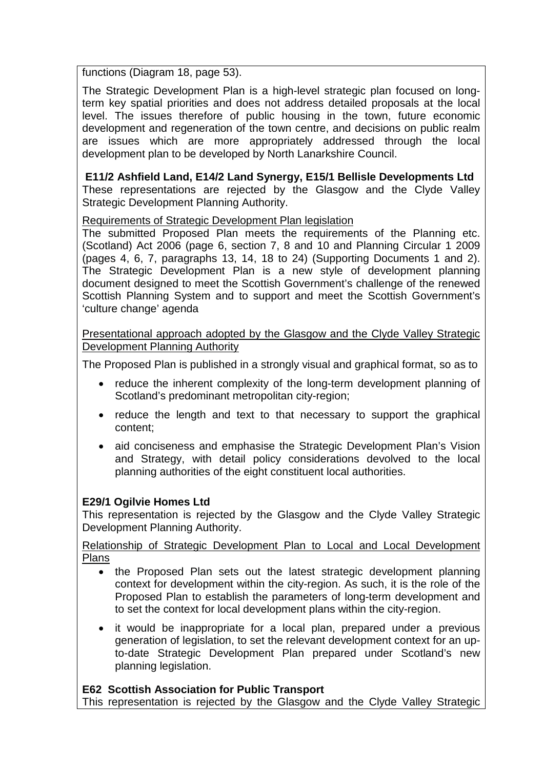functions (Diagram 18, page 53).

The Strategic Development Plan is a high-level strategic plan focused on long-term key spatial priorities and does not address detailed proposals at the local level. The issues therefore of public housing in the town, future economic development and regeneration of the town centre, and decisions on public realm are issues which are more appropriately addressed through the local development plan to be developed by North Lanarkshire Council.

**E11/2 Ashfield Land, E14/2 Land Synergy, E15/1 Bellisle Developments Ltd**
These representations are rejected by the Glasgow and the Clyde Valley Strategic Development Planning Authority.

Requirements of Strategic Development Plan legislation
The submitted Proposed Plan meets the requirements of the Planning etc. (Scotland) Act 2006 (page 6, section 7, 8 and 10 and Planning Circular 1 2009 (pages 4, 6, 7, paragraphs 13, 14, 18 to 24) (Supporting Documents 1 and 2). The Strategic Development Plan is a new style of development planning document designed to meet the Scottish Government's challenge of the renewed Scottish Planning System and to support and meet the Scottish Government's 'culture change' agenda

Presentational approach adopted by the Glasgow and the Clyde Valley Strategic Development Planning Authority

The Proposed Plan is published in a strongly visual and graphical format, so as to

- reduce the inherent complexity of the long-term development planning of Scotland's predominant metropolitan city-region;
- reduce the length and text to that necessary to support the graphical content;
- aid conciseness and emphasise the Strategic Development Plan's Vision and Strategy, with detail policy considerations devolved to the local planning authorities of the eight constituent local authorities.

**E29/1 Ogilvie Homes Ltd**
This representation is rejected by the Glasgow and the Clyde Valley Strategic Development Planning Authority.

Relationship of Strategic Development Plan to Local and Local Development Plans

- the Proposed Plan sets out the latest strategic development planning context for development within the city-region. As such, it is the role of the Proposed Plan to establish the parameters of long-term development and to set the context for local development plans within the city-region.
- it would be inappropriate for a local plan, prepared under a previous generation of legislation, to set the relevant development context for an up-to-date Strategic Development Plan prepared under Scotland's new planning legislation.

**E62 Scottish Association for Public Transport**
This representation is rejected by the Glasgow and the Clyde Valley Strategic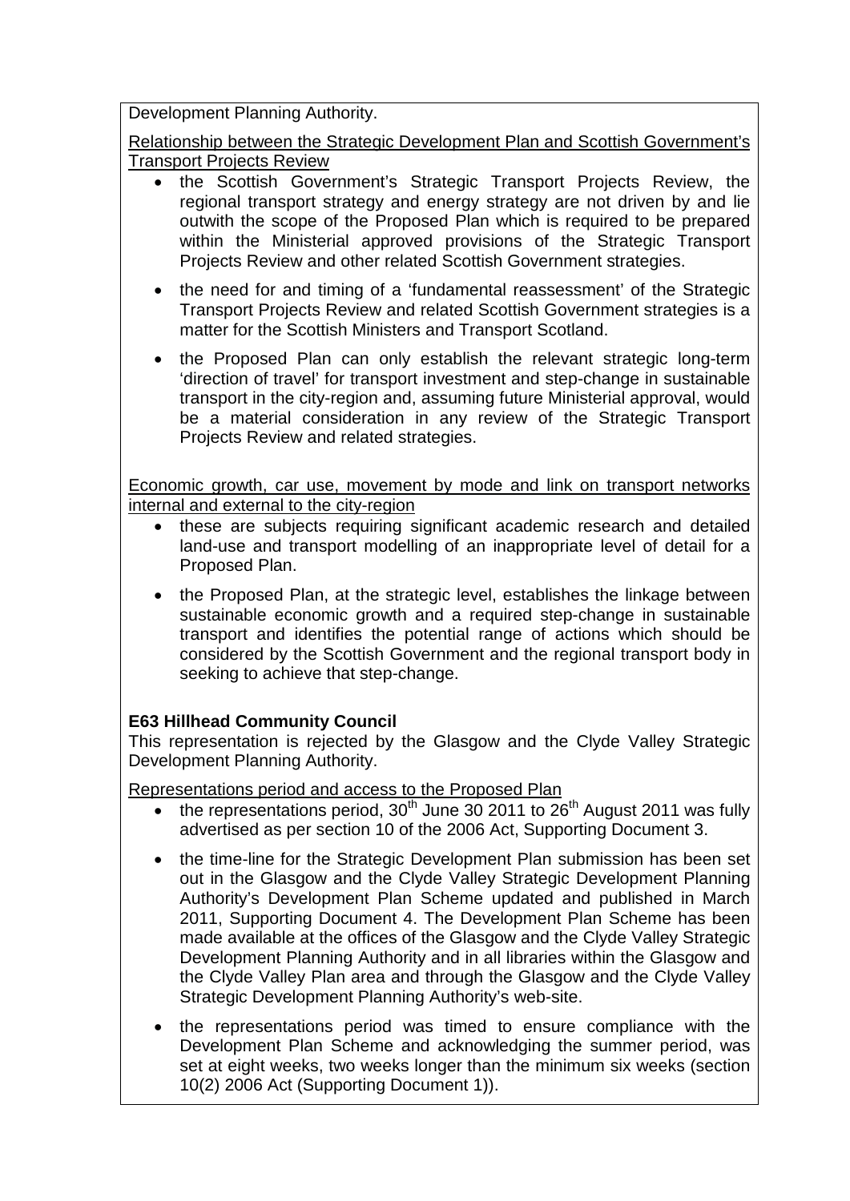Development Planning Authority.

Relationship between the Strategic Development Plan and Scottish Government's Transport Projects Review

- the Scottish Government's Strategic Transport Projects Review, the regional transport strategy and energy strategy are not driven by and lie outwith the scope of the Proposed Plan which is required to be prepared within the Ministerial approved provisions of the Strategic Transport Projects Review and other related Scottish Government strategies.
- the need for and timing of a 'fundamental reassessment' of the Strategic Transport Projects Review and related Scottish Government strategies is a matter for the Scottish Ministers and Transport Scotland.
- the Proposed Plan can only establish the relevant strategic long-term 'direction of travel' for transport investment and step-change in sustainable transport in the city-region and, assuming future Ministerial approval, would be a material consideration in any review of the Strategic Transport Projects Review and related strategies.

Economic growth, car use, movement by mode and link on transport networks internal and external to the city-region

- these are subjects requiring significant academic research and detailed land-use and transport modelling of an inappropriate level of detail for a Proposed Plan.
- the Proposed Plan, at the strategic level, establishes the linkage between sustainable economic growth and a required step-change in sustainable transport and identifies the potential range of actions which should be considered by the Scottish Government and the regional transport body in seeking to achieve that step-change.

**E63 Hillhead Community Council**

This representation is rejected by the Glasgow and the Clyde Valley Strategic Development Planning Authority.

Representations period and access to the Proposed Plan

- the representations period, 30th June 30 2011 to 26th August 2011 was fully advertised as per section 10 of the 2006 Act, Supporting Document 3.
- the time-line for the Strategic Development Plan submission has been set out in the Glasgow and the Clyde Valley Strategic Development Planning Authority's Development Plan Scheme updated and published in March 2011, Supporting Document 4. The Development Plan Scheme has been made available at the offices of the Glasgow and the Clyde Valley Strategic Development Planning Authority and in all libraries within the Glasgow and the Clyde Valley Plan area and through the Glasgow and the Clyde Valley Strategic Development Planning Authority's web-site.
- the representations period was timed to ensure compliance with the Development Plan Scheme and acknowledging the summer period, was set at eight weeks, two weeks longer than the minimum six weeks (section 10(2) 2006 Act (Supporting Document 1)).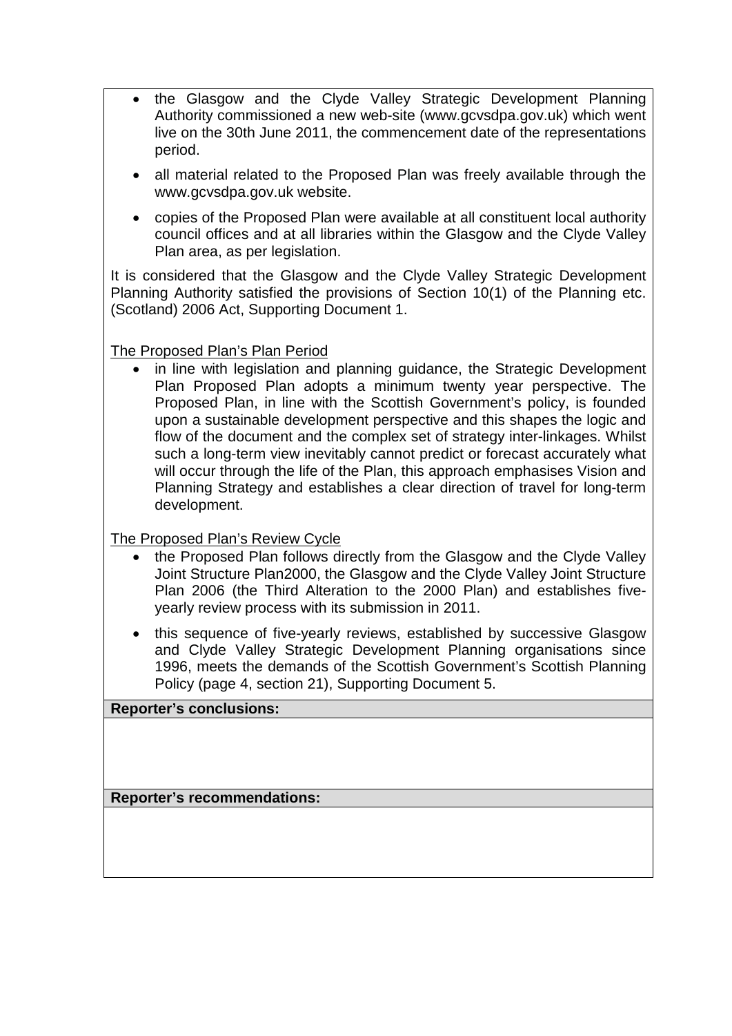- the Glasgow and the Clyde Valley Strategic Development Planning Authority commissioned a new web-site (www.gcvsdpa.gov.uk) which went live on the 30th June 2011, the commencement date of the representations period.
- all material related to the Proposed Plan was freely available through the www.gcvsdpa.gov.uk website.
- copies of the Proposed Plan were available at all constituent local authority council offices and at all libraries within the Glasgow and the Clyde Valley Plan area, as per legislation.

It is considered that the Glasgow and the Clyde Valley Strategic Development Planning Authority satisfied the provisions of Section 10(1) of the Planning etc. (Scotland) 2006 Act, Supporting Document 1.

<u>The Proposed Plan's Plan Period</u>

- in line with legislation and planning guidance, the Strategic Development Plan Proposed Plan adopts a minimum twenty year perspective. The Proposed Plan, in line with the Scottish Government's policy, is founded upon a sustainable development perspective and this shapes the logic and flow of the document and the complex set of strategy inter-linkages. Whilst such a long-term view inevitably cannot predict or forecast accurately what will occur through the life of the Plan, this approach emphasises Vision and Planning Strategy and establishes a clear direction of travel for long-term development.

<u>The Proposed Plan's Review Cycle</u>

- the Proposed Plan follows directly from the Glasgow and the Clyde Valley Joint Structure Plan2000, the Glasgow and the Clyde Valley Joint Structure Plan 2006 (the Third Alteration to the 2000 Plan) and establishes five-yearly review process with its submission in 2011.
- this sequence of five-yearly reviews, established by successive Glasgow and Clyde Valley Strategic Development Planning organisations since 1996, meets the demands of the Scottish Government's Scottish Planning Policy (page 4, section 21), Supporting Document 5.

**Reporter's conclusions:**

**Reporter's recommendations:**